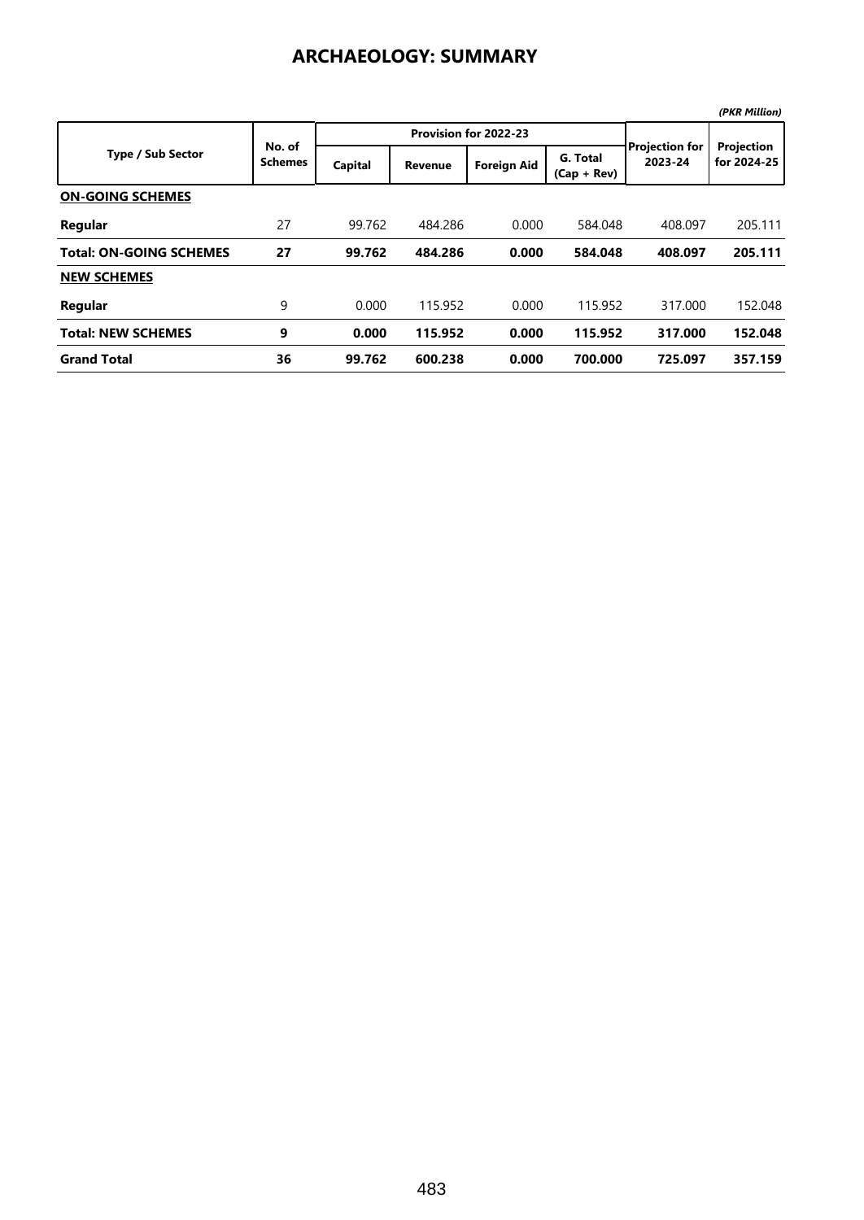# ARCHAEOLOGY: SUMMARY

*(PKR Million)*

| Type / Sub Sector | No. of Schemes | Provision for 2022-23 | | | | Projection for 2023-24 | Projection for 2024-25 |
|---|---|---|---|---|---|---|---|
| | | Capital | Revenue | Foreign Aid | G. Total (Cap + Rev) | | |
| **ON-GOING SCHEMES** | | | | | | | |
| **Regular** | 27 | 99.762 | 484.286 | 0.000 | 584.048 | 408.097 | 205.111 |
| **Total: ON-GOING SCHEMES** | **27** | **99.762** | **484.286** | **0.000** | **584.048** | **408.097** | **205.111** |
| **NEW SCHEMES** | | | | | | | |
| **Regular** | 9 | 0.000 | 115.952 | 0.000 | 115.952 | 317.000 | 152.048 |
| **Total: NEW SCHEMES** | **9** | **0.000** | **115.952** | **0.000** | **115.952** | **317.000** | **152.048** |
| **Grand Total** | **36** | **99.762** | **600.238** | **0.000** | **700.000** | **725.097** | **357.159** |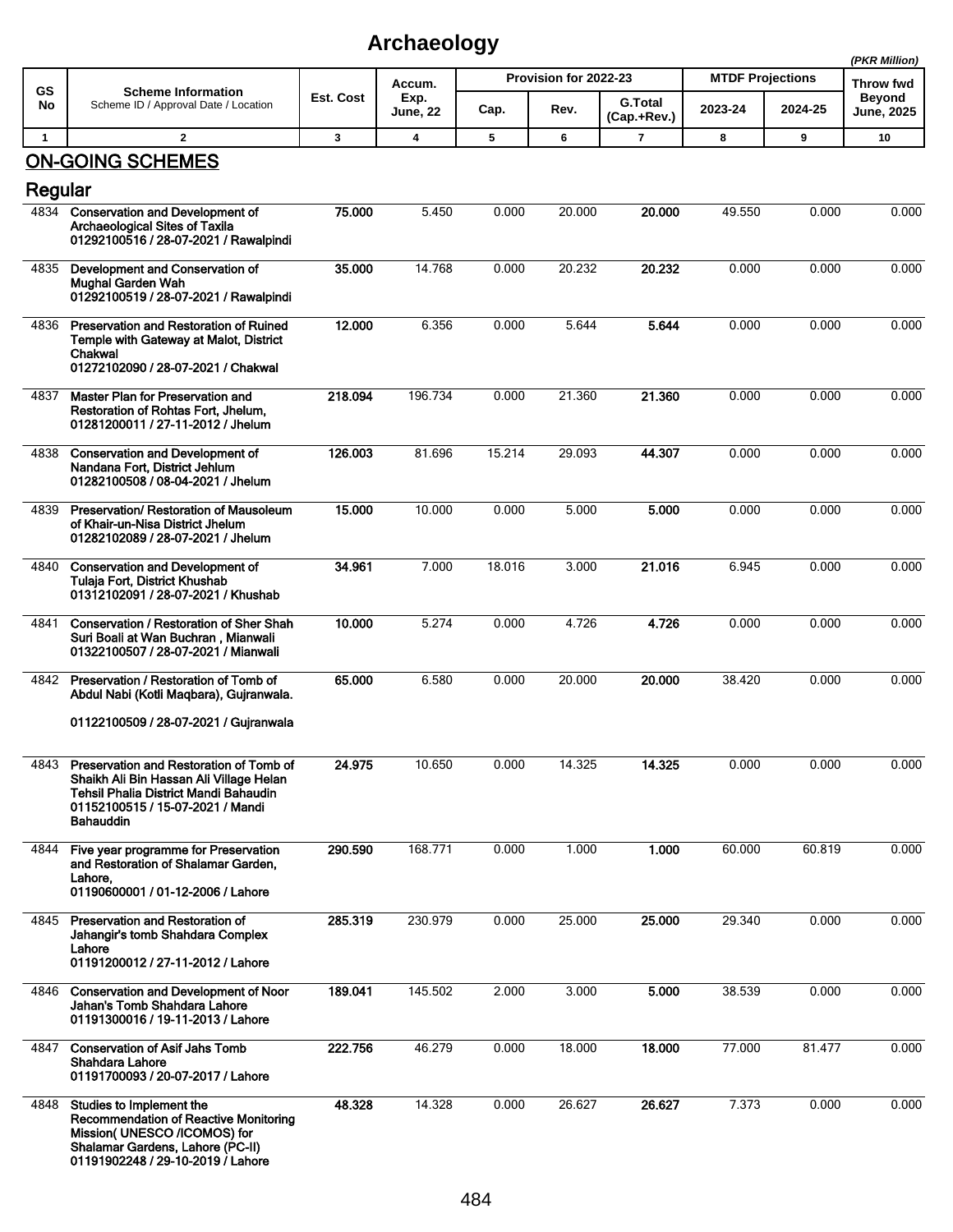# Archaeology

(PKR Million)

| GS No | Scheme Information<br>Scheme ID / Approval Date / Location | Est. Cost | Accum. Exp. June, 22 | Provision for 2022-23 | | | MTDF Projections | | Throw fwd Beyond June, 2025 |
|---|---|---|---|---|---|---|---|---|---|
| | | | | Cap. | Rev. | G.Total (Cap.+Rev.) | 2023-24 | 2024-25 | |
| 1 | 2 | 3 | 4 | 5 | 6 | 7 | 8 | 9 | 10 |

## ON-GOING SCHEMES

### Regular

| GS No | Scheme Information | Est. Cost | Accum. Exp. June, 22 | Cap. | Rev. | G.Total (Cap.+Rev.) | 2023-24 | 2024-25 | Throw fwd Beyond June, 2025 |
|---|---|---|---|---|---|---|---|---|---|
| 4834 | **Conservation and Development of Archaeological Sites of Taxila**<br>**01292100516 / 28-07-2021 / Rawalpindi** | **75.000** | 5.450 | 0.000 | 20.000 | **20.000** | 49.550 | 0.000 | 0.000 |
| 4835 | **Development and Conservation of Mughal Garden Wah**<br>**01292100519 / 28-07-2021 / Rawalpindi** | **35.000** | 14.768 | 0.000 | 20.232 | **20.232** | 0.000 | 0.000 | 0.000 |
| 4836 | **Preservation and Restoration of Ruined Temple with Gateway at Malot, District Chakwal**<br>**01272102090 / 28-07-2021 / Chakwal** | **12.000** | 6.356 | 0.000 | 5.644 | **5.644** | 0.000 | 0.000 | 0.000 |
| 4837 | **Master Plan for Preservation and Restoration of Rohtas Fort, Jhelum,**<br>**01281200011 / 27-11-2012 / Jhelum** | **218.094** | 196.734 | 0.000 | 21.360 | **21.360** | 0.000 | 0.000 | 0.000 |
| 4838 | **Conservation and Development of Nandana Fort, District Jehlum**<br>**01282100508 / 08-04-2021 / Jhelum** | **126.003** | 81.696 | 15.214 | 29.093 | **44.307** | 0.000 | 0.000 | 0.000 |
| 4839 | **Preservation/ Restoration of Mausoleum of Khair-un-Nisa District Jhelum**<br>**01282102089 / 28-07-2021 / Jhelum** | **15.000** | 10.000 | 0.000 | 5.000 | **5.000** | 0.000 | 0.000 | 0.000 |
| 4840 | **Conservation and Development of Tulaja Fort, District Khushab**<br>**01312102091 / 28-07-2021 / Khushab** | **34.961** | 7.000 | 18.016 | 3.000 | **21.016** | 6.945 | 0.000 | 0.000 |
| 4841 | **Conservation / Restoration of Sher Shah Suri Boali at Wan Buchran , Mianwali**<br>**01322100507 / 28-07-2021 / Mianwali** | **10.000** | 5.274 | 0.000 | 4.726 | **4.726** | 0.000 | 0.000 | 0.000 |
| 4842 | **Preservation / Restoration of Tomb of Abdul Nabi (Kotli Maqbara), Gujranwala.**<br>**01122100509 / 28-07-2021 / Gujranwala** | **65.000** | 6.580 | 0.000 | 20.000 | **20.000** | 38.420 | 0.000 | 0.000 |
| 4843 | **Preservation and Restoration of Tomb of Shaikh Ali Bin Hassan Ali Village Helan Tehsil Phalia District Mandi Bahaudin**<br>**01152100515 / 15-07-2021 / Mandi Bahauddin** | **24.975** | 10.650 | 0.000 | 14.325 | **14.325** | 0.000 | 0.000 | 0.000 |
| 4844 | **Five year programme for Preservation and Restoration of Shalamar Garden, Lahore,**<br>**01190600001 / 01-12-2006 / Lahore** | **290.590** | 168.771 | 0.000 | 1.000 | **1.000** | 60.000 | 60.819 | 0.000 |
| 4845 | **Preservation and Restoration of Jahangir's tomb Shahdara Complex Lahore**<br>**01191200012 / 27-11-2012 / Lahore** | **285.319** | 230.979 | 0.000 | 25.000 | **25.000** | 29.340 | 0.000 | 0.000 |
| 4846 | **Conservation and Development of Noor Jahan's Tomb Shahdara Lahore**<br>**01191300016 / 19-11-2013 / Lahore** | **189.041** | 145.502 | 2.000 | 3.000 | **5.000** | 38.539 | 0.000 | 0.000 |
| 4847 | **Conservation of Asif Jahs Tomb Shahdara Lahore**<br>**01191700093 / 20-07-2017 / Lahore** | **222.756** | 46.279 | 0.000 | 18.000 | **18.000** | 77.000 | 81.477 | 0.000 |
| 4848 | **Studies to Implement the Recommendation of Reactive Monitoring Mission( UNESCO /ICOMOS) for Shalamar Gardens, Lahore (PC-II)**<br>**01191902248 / 29-10-2019 / Lahore** | **48.328** | 14.328 | 0.000 | 26.627 | **26.627** | 7.373 | 0.000 | 0.000 |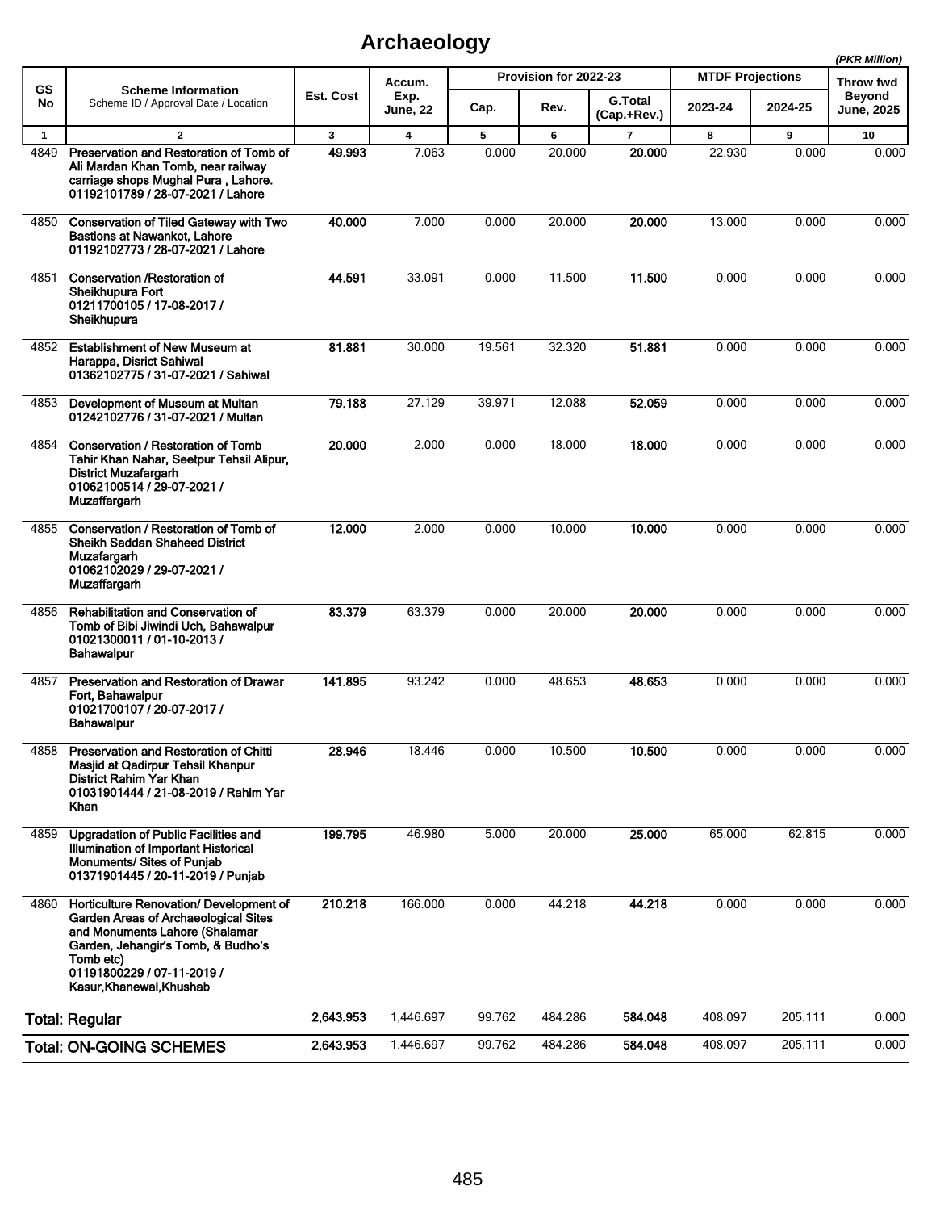# Archaeology

*(PKR Million)*

| GS No | Scheme Information<br>Scheme ID / Approval Date / Location | Est. Cost | Accum. Exp. June, 22 | Provision for 2022-23 | | | MTDF Projections | | Throw fwd Beyond June, 2025 |
|---|---|---|---|---|---|---|---|---|---|
| | | | | Cap. | Rev. | G.Total (Cap.+Rev.) | 2023-24 | 2024-25 | |
| 1 | 2 | 3 | 4 | 5 | 6 | 7 | 8 | 9 | 10 |
| 4849 | **Preservation and Restoration of Tomb of Ali Mardan Khan Tomb, near railway carriage shops Mughal Pura , Lahore. 01192101789 / 28-07-2021 / Lahore** | **49.993** | 7.063 | 0.000 | 20.000 | **20.000** | 22.930 | 0.000 | 0.000 |
| 4850 | **Conservation of Tiled Gateway with Two Bastions at Nawankot, Lahore 01192102773 / 28-07-2021 / Lahore** | **40.000** | 7.000 | 0.000 | 20.000 | **20.000** | 13.000 | 0.000 | 0.000 |
| 4851 | **Conservation /Restoration of Sheikhupura Fort 01211700105 / 17-08-2017 / Sheikhupura** | **44.591** | 33.091 | 0.000 | 11.500 | **11.500** | 0.000 | 0.000 | 0.000 |
| 4852 | **Establishment of New Museum at Harappa, Disrict Sahiwal 01362102775 / 31-07-2021 / Sahiwal** | **81.881** | 30.000 | 19.561 | 32.320 | **51.881** | 0.000 | 0.000 | 0.000 |
| 4853 | **Development of Museum at Multan 01242102776 / 31-07-2021 / Multan** | **79.188** | 27.129 | 39.971 | 12.088 | **52.059** | 0.000 | 0.000 | 0.000 |
| 4854 | **Conservation / Restoration of Tomb Tahir Khan Nahar, Seetpur Tehsil Alipur, District Muzafargarh 01062100514 / 29-07-2021 / Muzaffargarh** | **20.000** | 2.000 | 0.000 | 18.000 | **18.000** | 0.000 | 0.000 | 0.000 |
| 4855 | **Conservation / Restoration of Tomb of Sheikh Saddan Shaheed District Muzafargarh 01062102029 / 29-07-2021 / Muzaffargarh** | **12.000** | 2.000 | 0.000 | 10.000 | **10.000** | 0.000 | 0.000 | 0.000 |
| 4856 | **Rehabilitation and Conservation of Tomb of Bibi Jiwindi Uch, Bahawalpur 01021300011 / 01-10-2013 / Bahawalpur** | **83.379** | 63.379 | 0.000 | 20.000 | **20.000** | 0.000 | 0.000 | 0.000 |
| 4857 | **Preservation and Restoration of Drawar Fort, Bahawalpur 01021700107 / 20-07-2017 / Bahawalpur** | **141.895** | 93.242 | 0.000 | 48.653 | **48.653** | 0.000 | 0.000 | 0.000 |
| 4858 | **Preservation and Restoration of Chitti Masjid at Qadirpur Tehsil Khanpur District Rahim Yar Khan 01031901444 / 21-08-2019 / Rahim Yar Khan** | **28.946** | 18.446 | 0.000 | 10.500 | **10.500** | 0.000 | 0.000 | 0.000 |
| 4859 | **Upgradation of Public Facilities and Illumination of Important Historical Monuments/ Sites of Punjab 01371901445 / 20-11-2019 / Punjab** | **199.795** | 46.980 | 5.000 | 20.000 | **25.000** | 65.000 | 62.815 | 0.000 |
| 4860 | **Horticulture Renovation/ Development of Garden Areas of Archaeological Sites and Monuments Lahore (Shalamar Garden, Jehangir's Tomb, & Budho's Tomb etc) 01191800229 / 07-11-2019 / Kasur,Khanewal,Khushab** | **210.218** | 166.000 | 0.000 | 44.218 | **44.218** | 0.000 | 0.000 | 0.000 |
| | **Total: Regular** | **2,643.953** | 1,446.697 | 99.762 | 484.286 | **584.048** | 408.097 | 205.111 | 0.000 |
| | **Total: ON-GOING SCHEMES** | **2,643.953** | 1,446.697 | 99.762 | 484.286 | **584.048** | 408.097 | 205.111 | 0.000 |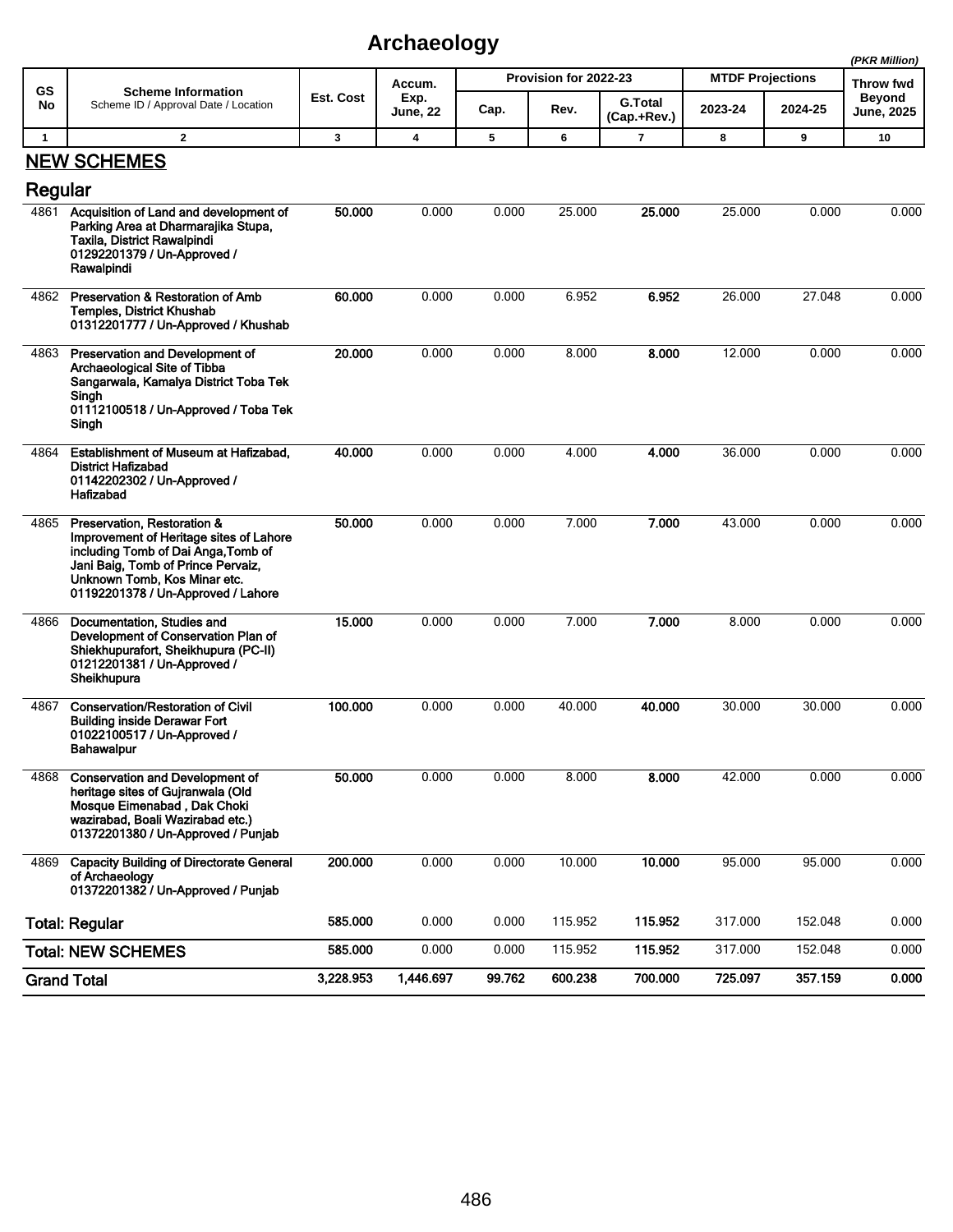# Archaeology

*(PKR Million)*

| GS No | Scheme Information<br>Scheme ID / Approval Date / Location | Est. Cost | Accum. Exp. June, 22 | Provision for 2022-23 | | | MTDF Projections | | Throw fwd Beyond June, 2025 |
|---|---|---|---|---|---|---|---|---|---|
| | | | | Cap. | Rev. | G.Total (Cap.+Rev.) | 2023-24 | 2024-25 | |
| 1 | 2 | 3 | 4 | 5 | 6 | 7 | 8 | 9 | 10 |
| | **NEW SCHEMES** | | | | | | | | |
| | **Regular** | | | | | | | | |
| 4861 | **Acquisition of Land and development of Parking Area at Dharmarajika Stupa, Taxila, District Rawalpindi<br>01292201379 / Un-Approved / Rawalpindi** | **50.000** | 0.000 | 0.000 | 25.000 | **25.000** | 25.000 | 0.000 | 0.000 |
| 4862 | **Preservation & Restoration of Amb Temples, District Khushab<br>01312201777 / Un-Approved / Khushab** | **60.000** | 0.000 | 0.000 | 6.952 | **6.952** | 26.000 | 27.048 | 0.000 |
| 4863 | **Preservation and Development of Archaeological Site of Tibba Sangarwala, Kamalya District Toba Tek Singh<br>01112100518 / Un-Approved / Toba Tek Singh** | **20.000** | 0.000 | 0.000 | 8.000 | **8.000** | 12.000 | 0.000 | 0.000 |
| 4864 | **Establishment of Museum at Hafizabad, District Hafizabad<br>01142202302 / Un-Approved / Hafizabad** | **40.000** | 0.000 | 0.000 | 4.000 | **4.000** | 36.000 | 0.000 | 0.000 |
| 4865 | **Preservation, Restoration & Improvement of Heritage sites of Lahore including Tomb of Dai Anga,Tomb of Jani Baig, Tomb of Prince Pervaiz, Unknown Tomb, Kos Minar etc.<br>01192201378 / Un-Approved / Lahore** | **50.000** | 0.000 | 0.000 | 7.000 | **7.000** | 43.000 | 0.000 | 0.000 |
| 4866 | **Documentation, Studies and Development of Conservation Plan of Shiekhupurafort, Sheikhupura (PC-II)<br>01212201381 / Un-Approved / Sheikhupura** | **15.000** | 0.000 | 0.000 | 7.000 | **7.000** | 8.000 | 0.000 | 0.000 |
| 4867 | **Conservation/Restoration of Civil Building inside Derawar Fort<br>01022100517 / Un-Approved / Bahawalpur** | **100.000** | 0.000 | 0.000 | 40.000 | **40.000** | 30.000 | 30.000 | 0.000 |
| 4868 | **Conservation and Development of heritage sites of Gujranwala (Old Mosque Eimenabad , Dak Choki wazirabad, Boali Wazirabad etc.)<br>01372201380 / Un-Approved / Punjab** | **50.000** | 0.000 | 0.000 | 8.000 | **8.000** | 42.000 | 0.000 | 0.000 |
| 4869 | **Capacity Building of Directorate General of Archaeology<br>01372201382 / Un-Approved / Punjab** | **200.000** | 0.000 | 0.000 | 10.000 | **10.000** | 95.000 | 95.000 | 0.000 |
| | **Total: Regular** | **585.000** | 0.000 | 0.000 | 115.952 | **115.952** | 317.000 | 152.048 | 0.000 |
| | **Total: NEW SCHEMES** | **585.000** | 0.000 | 0.000 | 115.952 | **115.952** | 317.000 | 152.048 | 0.000 |
| | **Grand Total** | **3,228.953** | **1,446.697** | **99.762** | **600.238** | **700.000** | **725.097** | **357.159** | **0.000** |